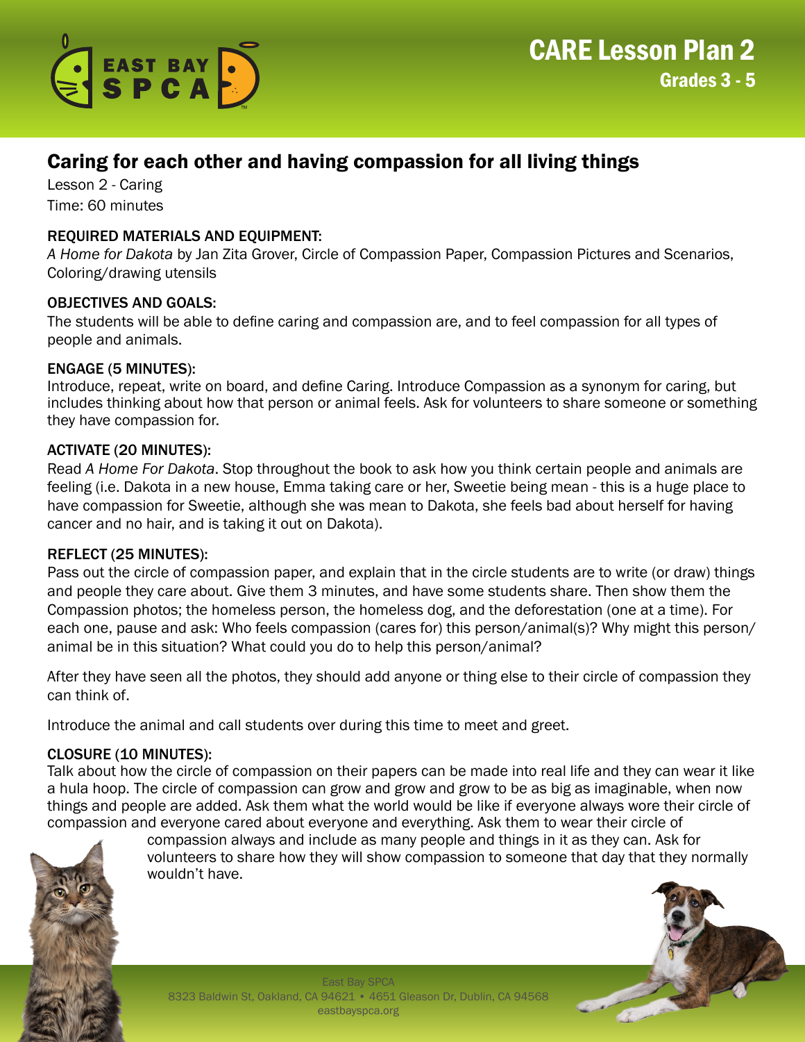EAST BAY SPCA

# CARE Lesson Plan 2

## Grades 3 - 5

## Caring for each other and having compassion for all living things

Lesson 2 - Caring
Time: 60 minutes

### REQUIRED MATERIALS AND EQUIPMENT:

*A Home for Dakota* by Jan Zita Grover, Circle of Compassion Paper, Compassion Pictures and Scenarios, Coloring/drawing utensils

### OBJECTIVES AND GOALS:

The students will be able to define caring and compassion are, and to feel compassion for all types of people and animals.

### ENGAGE (5 MINUTES):

Introduce, repeat, write on board, and define Caring. Introduce Compassion as a synonym for caring, but includes thinking about how that person or animal feels. Ask for volunteers to share someone or something they have compassion for.

### ACTIVATE (20 MINUTES):

Read *A Home For Dakota*. Stop throughout the book to ask how you think certain people and animals are feeling (i.e. Dakota in a new house, Emma taking care or her, Sweetie being mean - this is a huge place to have compassion for Sweetie, although she was mean to Dakota, she feels bad about herself for having cancer and no hair, and is taking it out on Dakota).

### REFLECT (25 MINUTES):

Pass out the circle of compassion paper, and explain that in the circle students are to write (or draw) things and people they care about. Give them 3 minutes, and have some students share. Then show them the Compassion photos; the homeless person, the homeless dog, and the deforestation (one at a time). For each one, pause and ask: Who feels compassion (cares for) this person/animal(s)? Why might this person/animal be in this situation? What could you do to help this person/animal?

After they have seen all the photos, they should add anyone or thing else to their circle of compassion they can think of.

Introduce the animal and call students over during this time to meet and greet.

### CLOSURE (10 MINUTES):

Talk about how the circle of compassion on their papers can be made into real life and they can wear it like a hula hoop. The circle of compassion can grow and grow and grow to be as big as imaginable, when now things and people are added. Ask them what the world would be like if everyone always wore their circle of compassion and everyone cared about everyone and everything. Ask them to wear their circle of compassion always and include as many people and things in it as they can. Ask for volunteers to share how they will show compassion to someone that day that they normally wouldn't have.

East Bay SPCA
8323 Baldwin St, Oakland, CA 94621 • 4651 Gleason Dr, Dublin, CA 94568
eastbayspca.org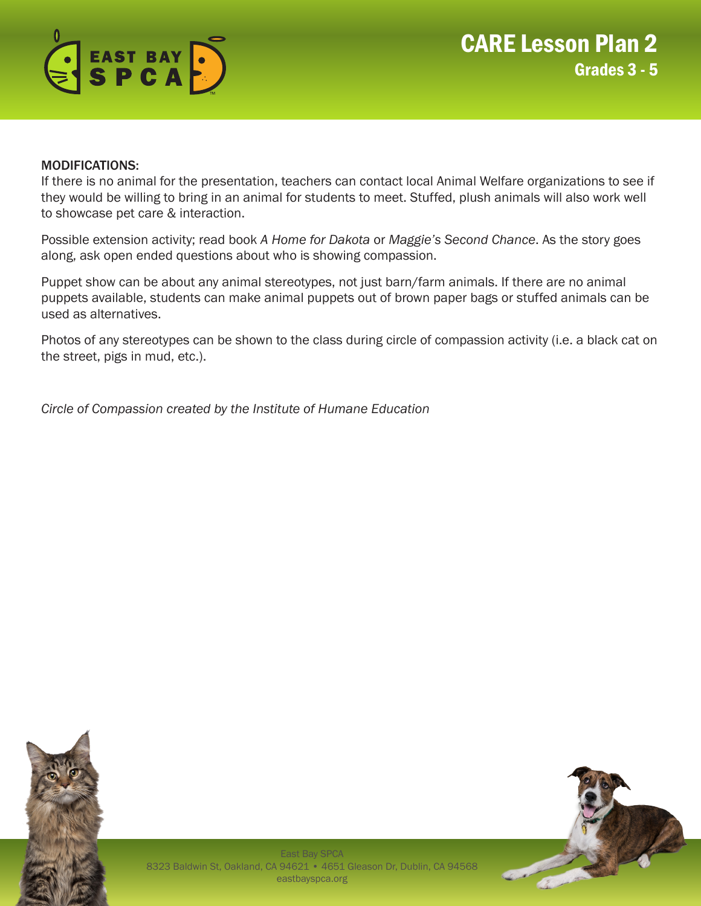MODIFICATIONS:

If there is no animal for the presentation, teachers can contact local Animal Welfare organizations to see if they would be willing to bring in an animal for students to meet. Stuffed, plush animals will also work well to showcase pet care & interaction.

Possible extension activity; read book *A Home for Dakota* or *Maggie's Second Chance*. As the story goes along, ask open ended questions about who is showing compassion.

Puppet show can be about any animal stereotypes, not just barn/farm animals. If there are no animal puppets available, students can make animal puppets out of brown paper bags or stuffed animals can be used as alternatives.

Photos of any stereotypes can be shown to the class during circle of compassion activity (i.e. a black cat on the street, pigs in mud, etc.).

*Circle of Compassion created by the Institute of Humane Education*